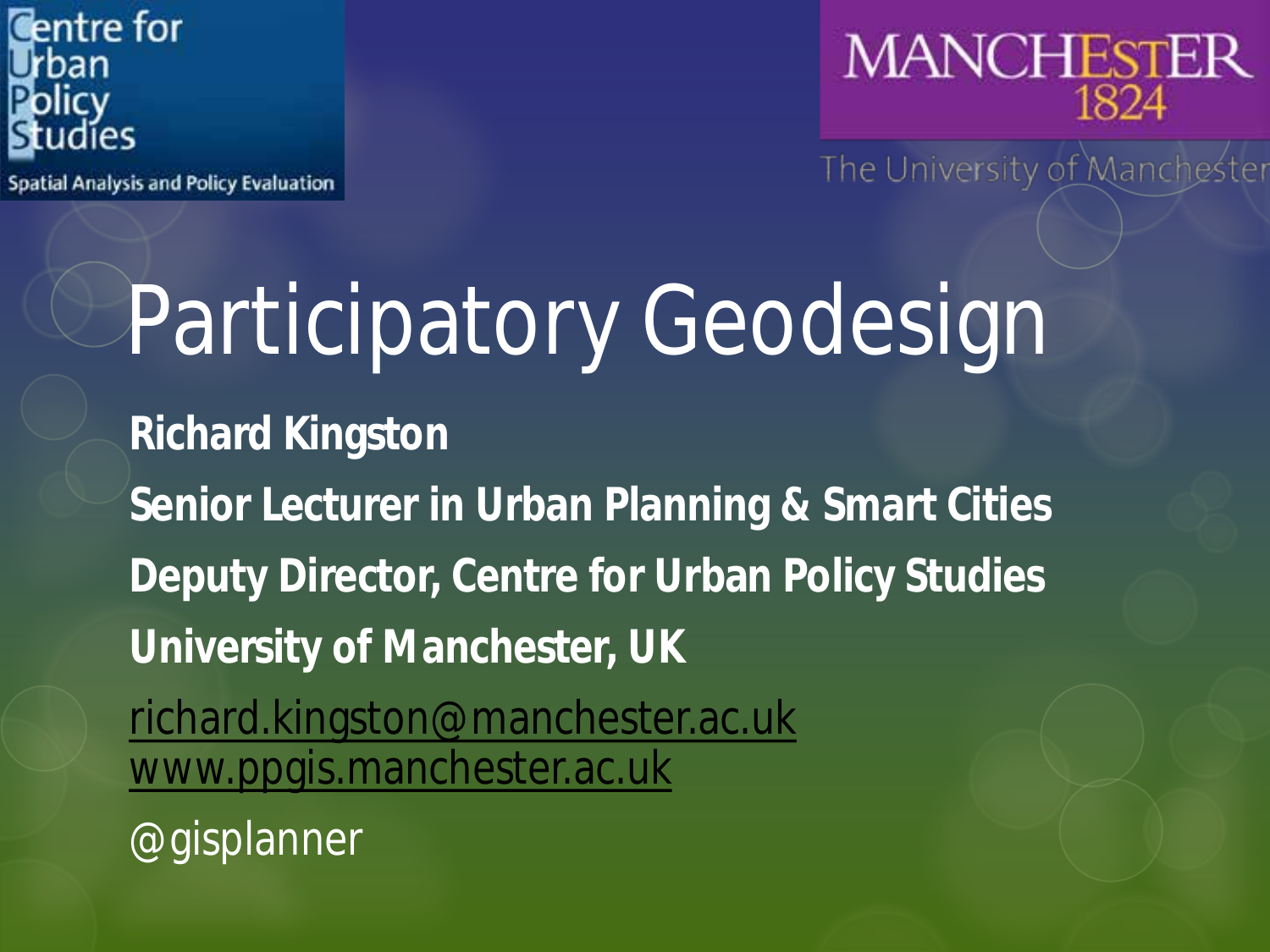Centre for Urban Policy Studies

Spatial Analysis and Policy Evaluation

MANCHESTER 1824

The University of Manchester

# Participatory Geodesign

**Richard Kingston**

**Senior Lecturer in Urban Planning & Smart Cities**

**Deputy Director, Centre for Urban Policy Studies**

**University of Manchester, UK**

richard.kingston@manchester.ac.uk
www.ppgis.manchester.ac.uk

@gisplanner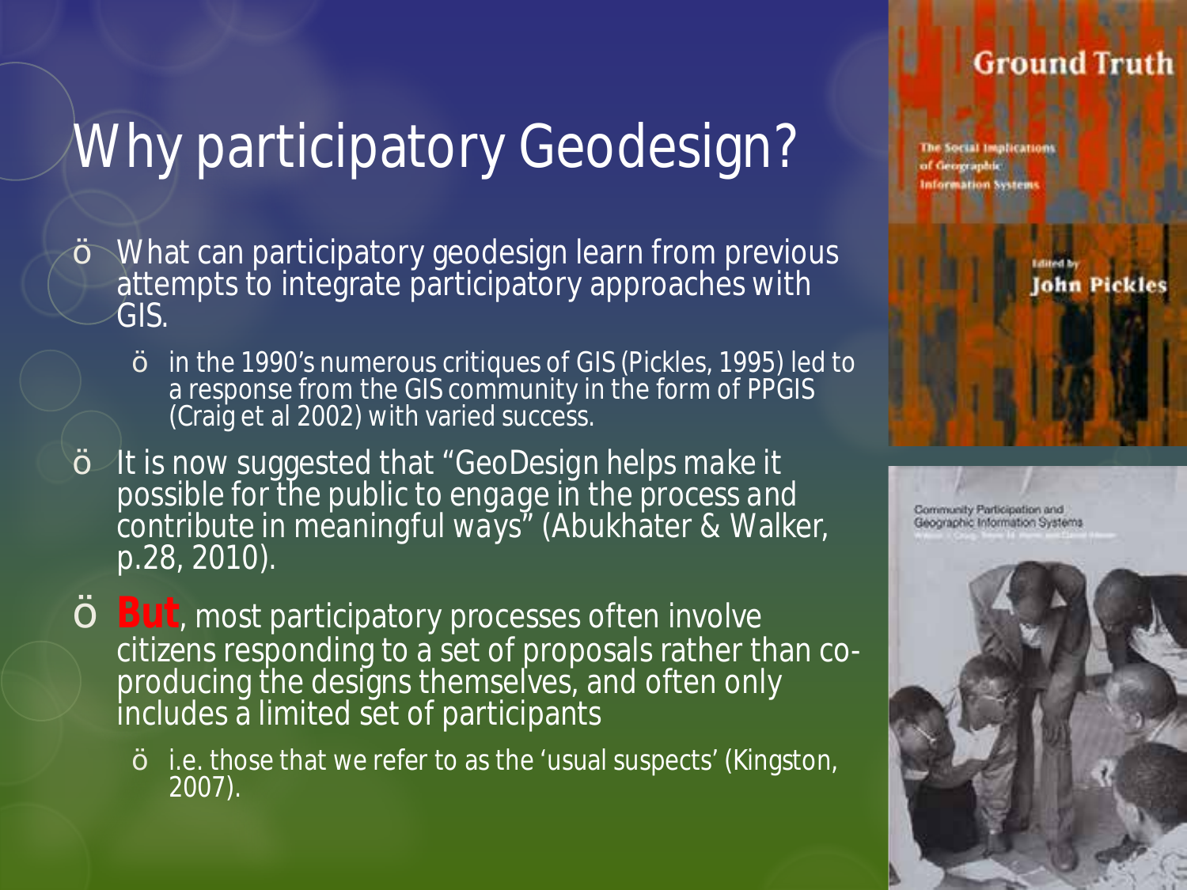# Why participatory Geodesign?

- What can participatory geodesign learn from previous attempts to integrate participatory approaches with GIS.
  - in the 1990's numerous critiques of GIS (Pickles, 1995) led to a response from the GIS community in the form of PPGIS (Craig et al 2002) with varied success.
- It is now suggested that "GeoDesign helps make it possible for the public to engage in the process and contribute in meaningful ways" (Abukhater & Walker, p.28, 2010).
- **But**, most participatory processes often involve citizens responding to a set of proposals rather than co-producing the designs themselves, and often only includes a limited set of participants
  - i.e. those that we refer to as the 'usual suspects' (Kingston, 2007).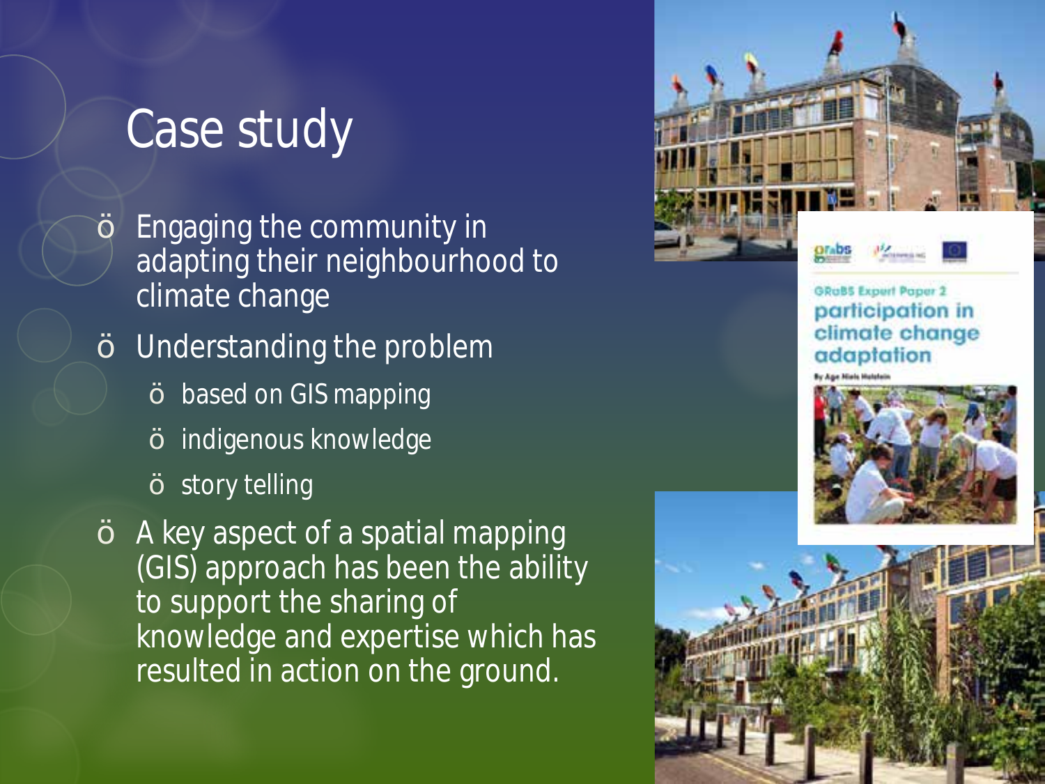# Case study

- Engaging the community in adapting their neighbourhood to climate change
- Understanding the problem
  - based on GIS mapping
  - indigenous knowledge
  - story telling
- A key aspect of a spatial mapping (GIS) approach has been the ability to support the sharing of knowledge and expertise which has resulted in action on the ground.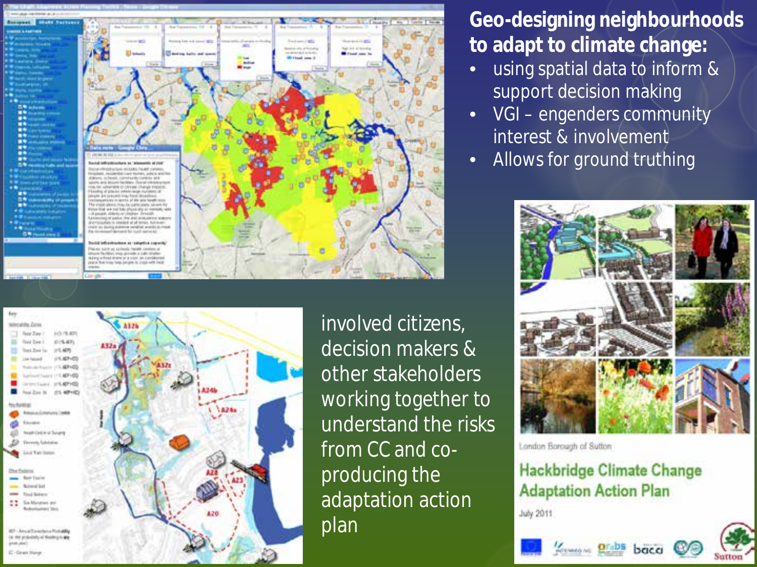## Geo-designing neighbourhoods to adapt to climate change:

- using spatial data to inform & support decision making
- VGI – engenders community interest & involvement
- Allows for ground truthing

involved citizens, decision makers & other stakeholders working together to understand the risks from CC and co-producing the adaptation action plan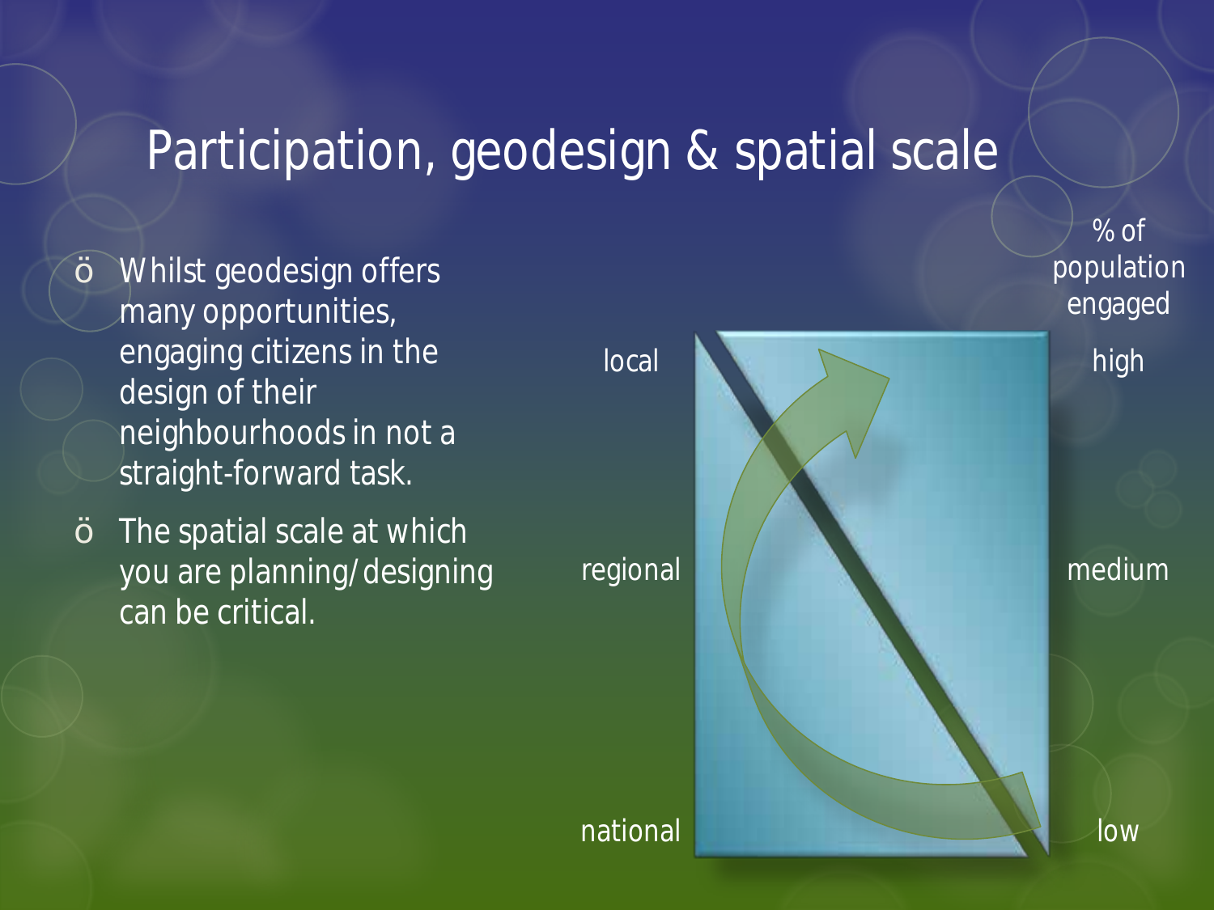# Participation, geodesign & spatial scale

- Whilst geodesign offers many opportunities, engaging citizens in the design of their neighbourhoods in not a straight-forward task.
- The spatial scale at which you are planning/designing can be critical.

| | % of population engaged |
|---|---|
| local | high |
| regional | medium |
| national | low |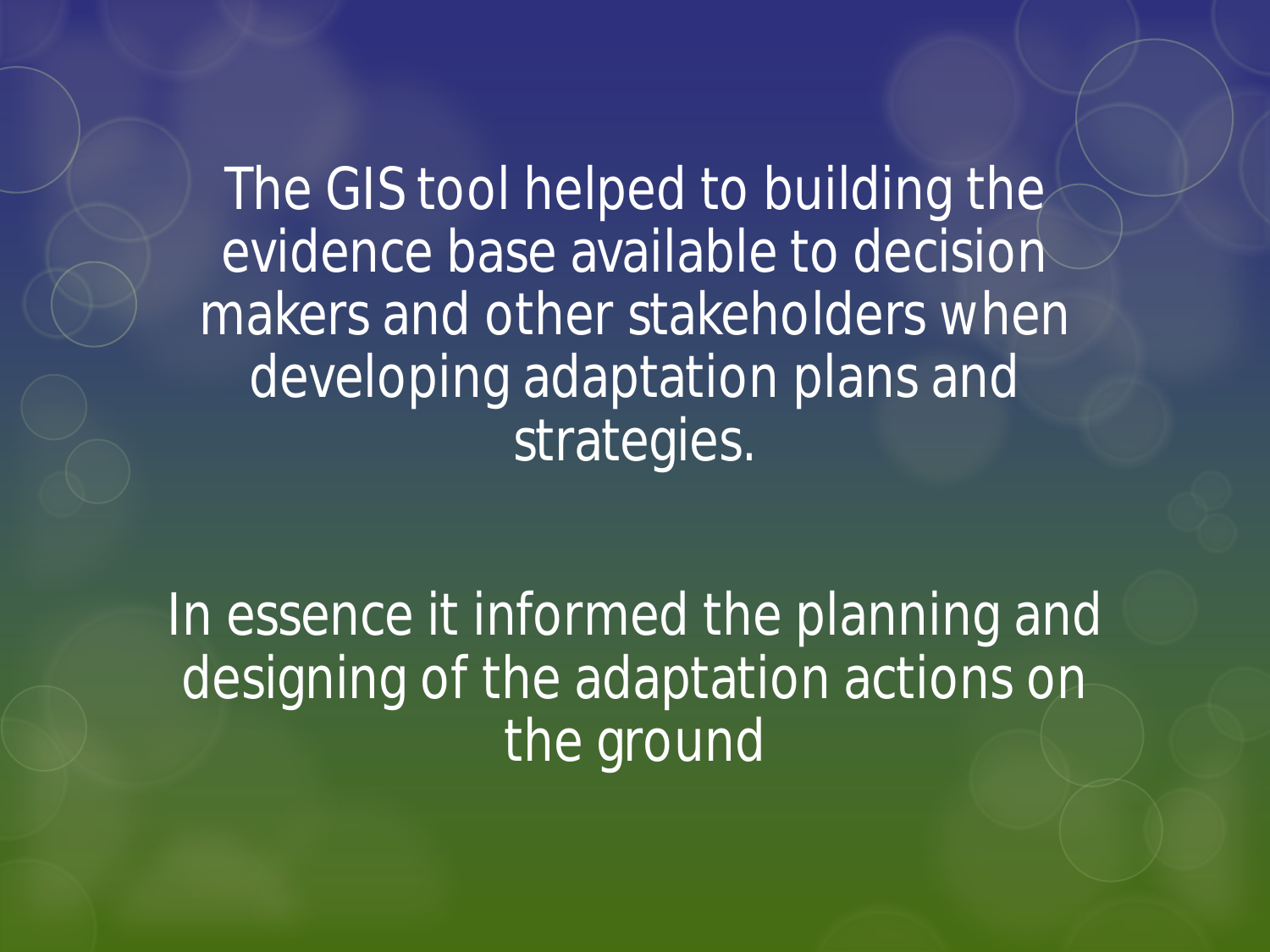The GIS tool helped to building the evidence base available to decision makers and other stakeholders when developing adaptation plans and strategies.

In essence it informed the planning and designing of the adaptation actions on the ground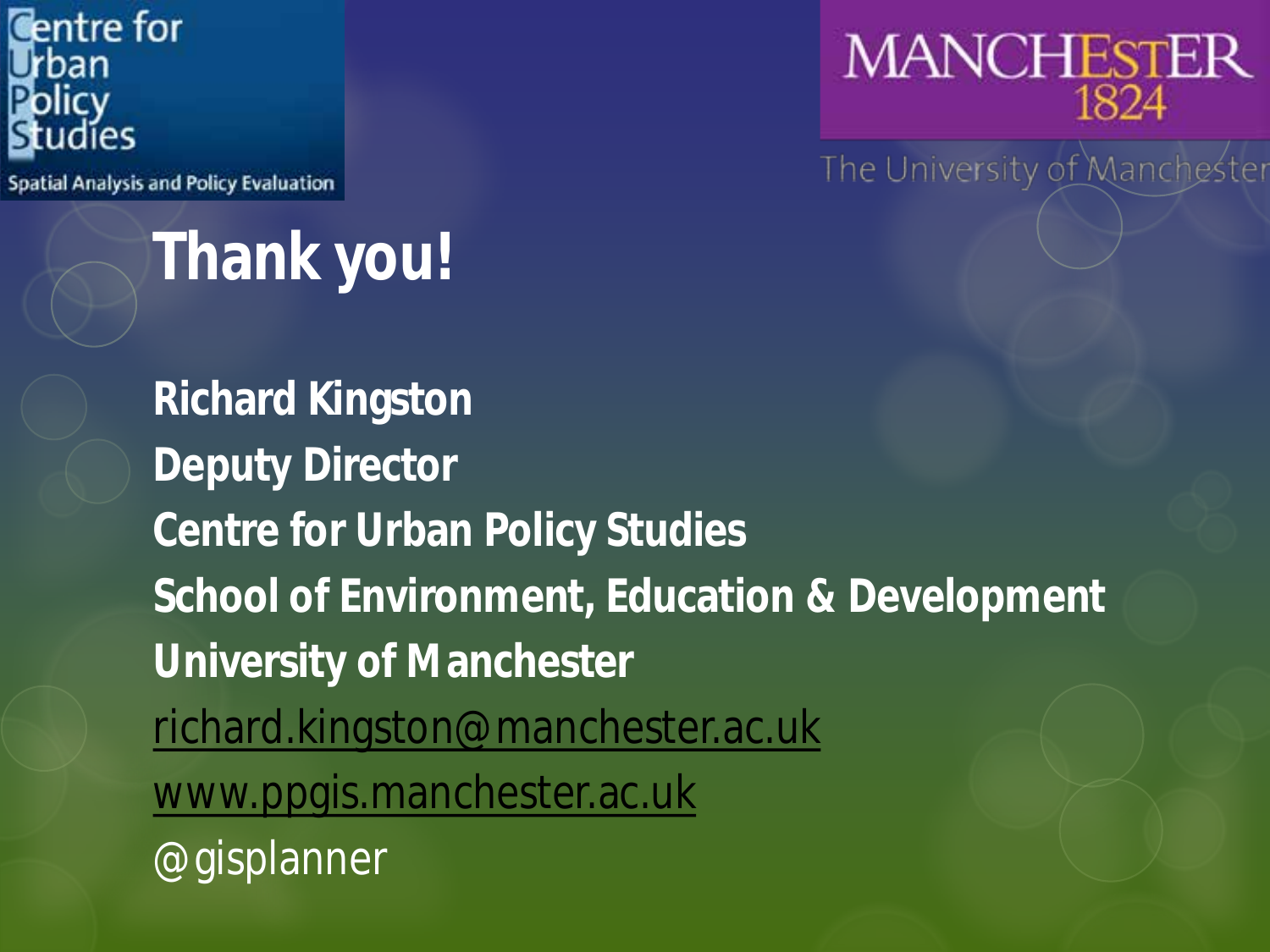Centre for Urban Policy Studies

Spatial Analysis and Policy Evaluation

MANCHESTER 1824

The University of Manchester

# Thank you!

**Richard Kingston**
**Deputy Director**
**Centre for Urban Policy Studies**
**School of Environment, Education & Development**
**University of Manchester**
richard.kingston@manchester.ac.uk
www.ppgis.manchester.ac.uk
@gisplanner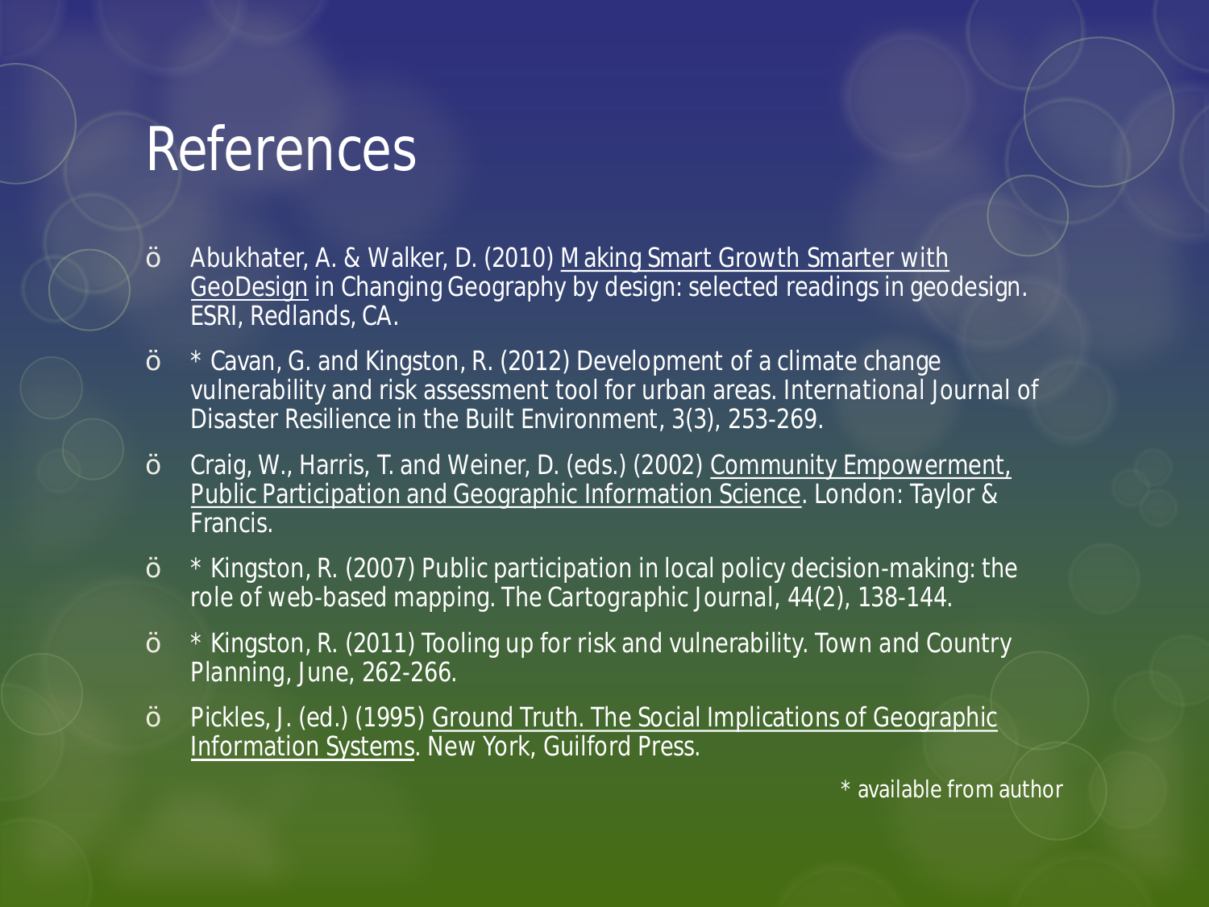# References

- Abukhater, A. & Walker, D. (2010) Making Smart Growth Smarter with GeoDesign in Changing Geography by design: selected readings in geodesign. ESRI, Redlands, CA.
- * Cavan, G. and Kingston, R. (2012) Development of a climate change vulnerability and risk assessment tool for urban areas. International Journal of Disaster Resilience in the Built Environment, 3(3), 253-269.
- Craig, W., Harris, T. and Weiner, D. (eds.) (2002) Community Empowerment, Public Participation and Geographic Information Science. London: Taylor & Francis.
- * Kingston, R. (2007) Public participation in local policy decision-making: the role of web-based mapping. The Cartographic Journal, 44(2), 138-144.
- * Kingston, R. (2011) Tooling up for risk and vulnerability. Town and Country Planning, June, 262-266.
- Pickles, J. (ed.) (1995) Ground Truth. The Social Implications of Geographic Information Systems. New York, Guilford Press.

* available from author